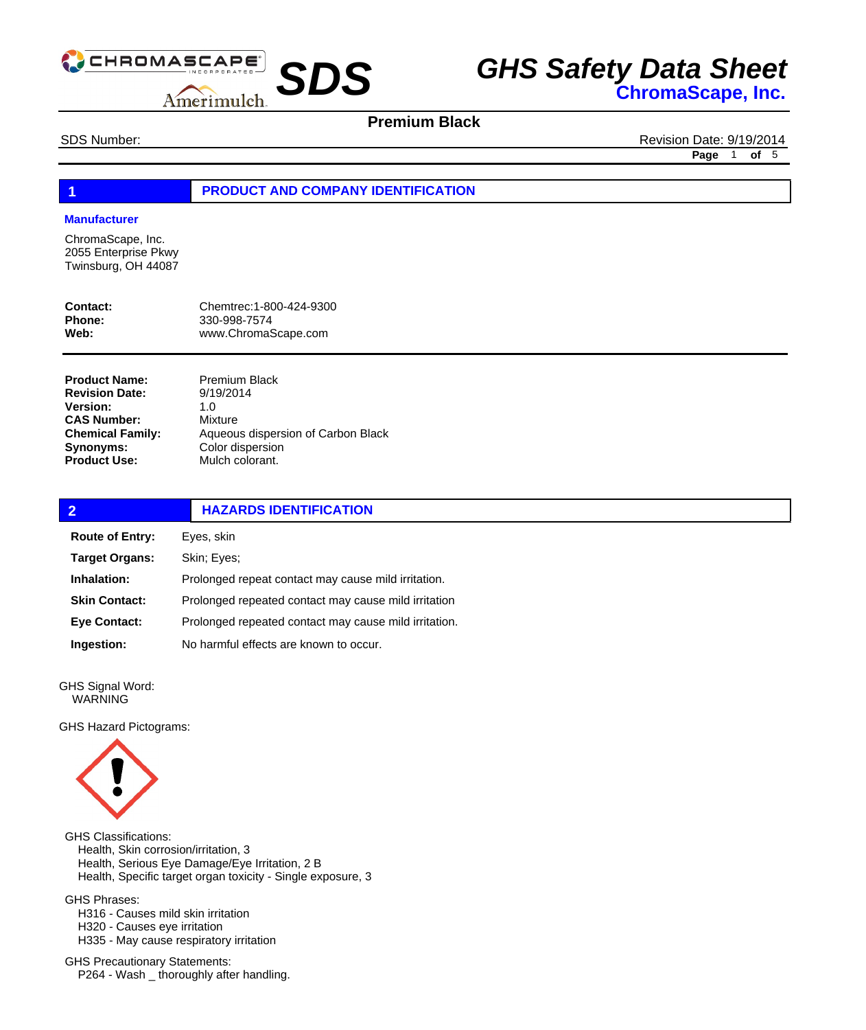# GHS Safety Data Sheet

## ChromaScape, Inc.

SDS

**Premium Black**

SDS Number:

Revision Date: 9/19/2014

## 1 PRODUCT AND COMPANY IDENTIFICATION

**Manufacturer**

ChromaScape, Inc.
2055 Enterprise Pkwy
Twinsburg, OH 44087

| | |
|---|---|
| **Contact:** | Chemtrec:1-800-424-9300 |
| **Phone:** | 330-998-7574 |
| **Web:** | www.ChromaScape.com |

| | |
|---|---|
| **Product Name:** | Premium Black |
| **Revision Date:** | 9/19/2014 |
| **Version:** | 1.0 |
| **CAS Number:** | Mixture |
| **Chemical Family:** | Aqueous dispersion of Carbon Black |
| **Synonyms:** | Color dispersion |
| **Product Use:** | Mulch colorant. |

## 2 HAZARDS IDENTIFICATION

| | |
|---|---|
| **Route of Entry:** | Eyes, skin |
| **Target Organs:** | Skin; Eyes; |
| **Inhalation:** | Prolonged repeat contact may cause mild irritation. |
| **Skin Contact:** | Prolonged repeated contact may cause mild irritation |
| **Eye Contact:** | Prolonged repeated contact may cause mild irritation. |
| **Ingestion:** | No harmful effects are known to occur. |

GHS Signal Word:
WARNING

GHS Hazard Pictograms:

GHS Classifications:
- Health, Skin corrosion/irritation, 3
- Health, Serious Eye Damage/Eye Irritation, 2 B
- Health, Specific target organ toxicity - Single exposure, 3

GHS Phrases:
- H316 - Causes mild skin irritation
- H320 - Causes eye irritation
- H335 - May cause respiratory irritation

GHS Precautionary Statements:
- P264 - Wash _ thoroughly after handling.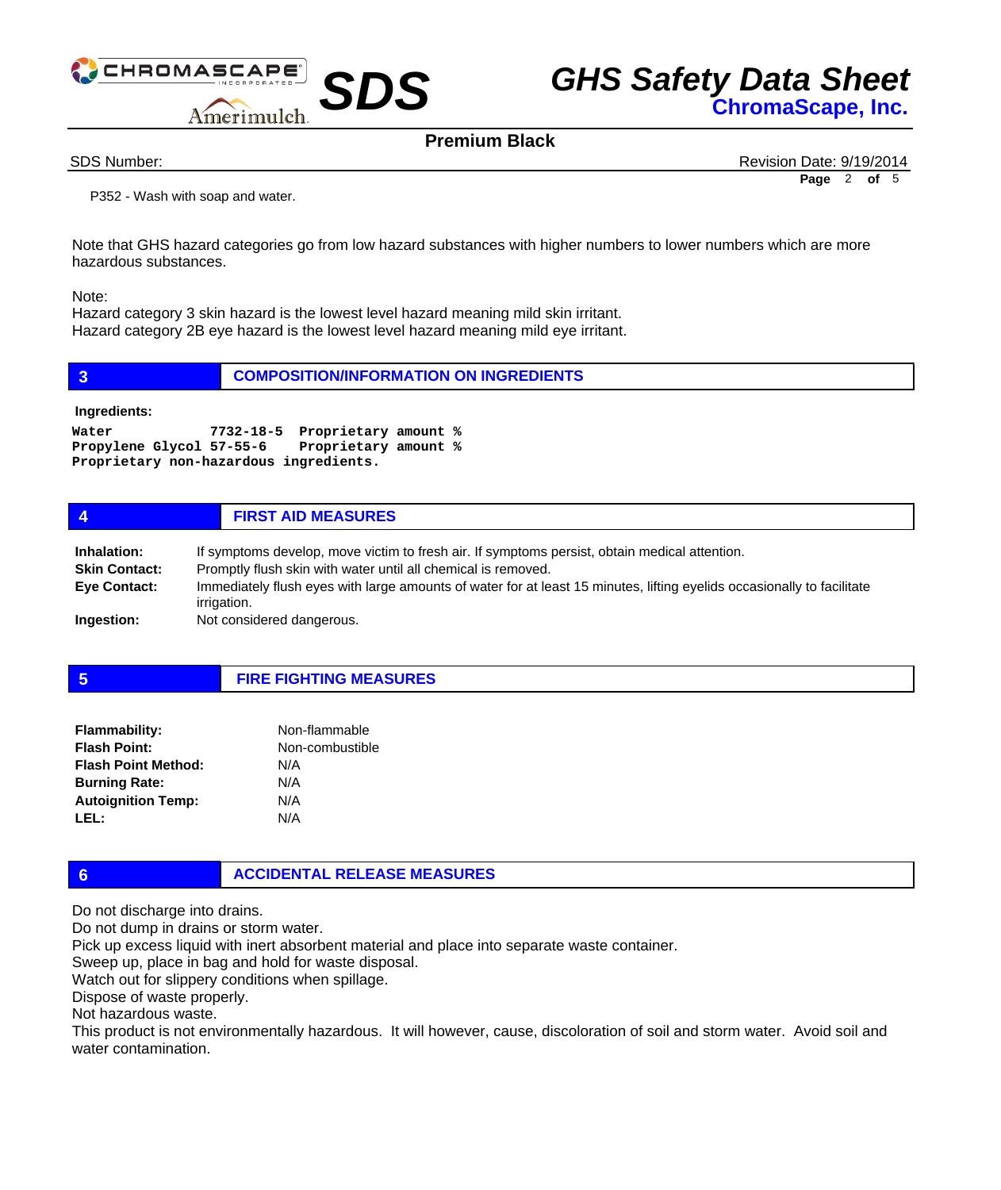P352 - Wash with soap and water.

Note that GHS hazard categories go from low hazard substances with higher numbers to lower numbers which are more hazardous substances.

Note:
Hazard category 3 skin hazard is the lowest level hazard meaning mild skin irritant.
Hazard category 2B eye hazard is the lowest level hazard meaning mild eye irritant.

## 3 COMPOSITION/INFORMATION ON INGREDIENTS

**Ingredients:**

```
Water           7732-18-5  Proprietary amount %
Propylene Glycol 57-55-6   Proprietary amount %
Proprietary non-hazardous ingredients.
```

## 4 FIRST AID MEASURES

**Inhalation:** If symptoms develop, move victim to fresh air. If symptoms persist, obtain medical attention.

**Skin Contact:** Promptly flush skin with water until all chemical is removed.

**Eye Contact:** Immediately flush eyes with large amounts of water for at least 15 minutes, lifting eyelids occasionally to facilitate irrigation.

**Ingestion:** Not considered dangerous.

## 5 FIRE FIGHTING MEASURES

| | |
|---|---|
| **Flammability:** | Non-flammable |
| **Flash Point:** | Non-combustible |
| **Flash Point Method:** | N/A |
| **Burning Rate:** | N/A |
| **Autoignition Temp:** | N/A |
| **LEL:** | N/A |

## 6 ACCIDENTAL RELEASE MEASURES

Do not discharge into drains.
Do not dump in drains or storm water.
Pick up excess liquid with inert absorbent material and place into separate waste container.
Sweep up, place in bag and hold for waste disposal.
Watch out for slippery conditions when spillage.
Dispose of waste properly.
Not hazardous waste.
This product is not environmentally hazardous. It will however, cause, discoloration of soil and storm water. Avoid soil and water contamination.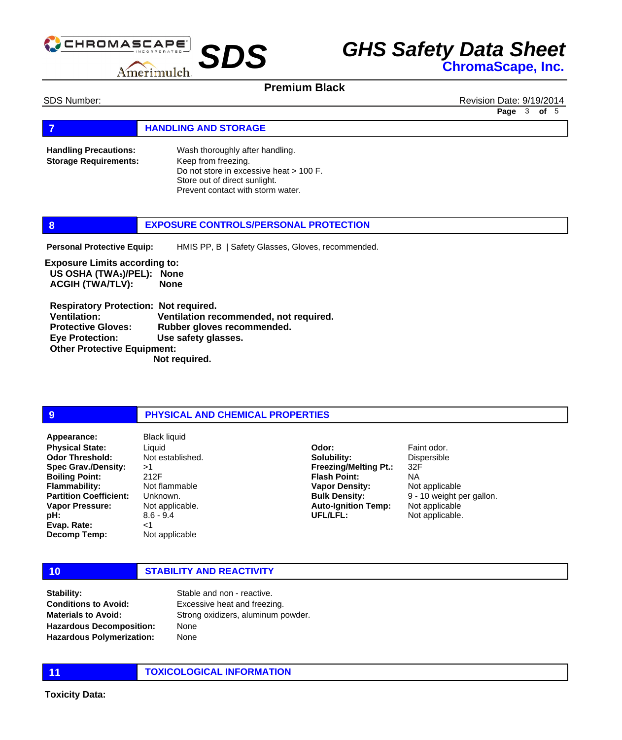## 7 HANDLING AND STORAGE

**Handling Precautions:** Wash thoroughly after handling.

**Storage Requirements:** Keep from freezing.
Do not store in excessive heat > 100 F.
Store out of direct sunlight.
Prevent contact with storm water.

## 8 EXPOSURE CONTROLS/PERSONAL PROTECTION

**Personal Protective Equip:** HMIS PP, B | Safety Glasses, Gloves, recommended.

**Exposure Limits according to:**

**US OSHA (TWA5)/PEL): None**
**ACGIH (TWA/TLV): None**

**Respiratory Protection: Not required.**
**Ventilation: Ventilation recommended, not required.**
**Protective Gloves: Rubber gloves recommended.**
**Eye Protection: Use safety glasses.**
**Other Protective Equipment: Not required.**

## 9 PHYSICAL AND CHEMICAL PROPERTIES

**Appearance:** Black liquid
**Physical State:** Liquid
**Odor Threshold:** Not established.
**Spec Grav./Density:** >1
**Boiling Point:** 212F
**Flammability:** Not flammable
**Partition Coefficient:** Unknown.
**Vapor Pressure:** Not applicable.
**pH:** 8.6 - 9.4
**Evap. Rate:** <1
**Decomp Temp:** Not applicable

**Odor:** Faint odor.
**Solubility:** Dispersible
**Freezing/Melting Pt.:** 32F
**Flash Point:** NA
**Vapor Density:** Not applicable
**Bulk Density:** 9 - 10 weight per gallon.
**Auto-Ignition Temp:** Not applicable
**UFL/LFL:** Not applicable.

## 10 STABILITY AND REACTIVITY

**Stability:** Stable and non - reactive.
**Conditions to Avoid:** Excessive heat and freezing.
**Materials to Avoid:** Strong oxidizers, aluminum powder.
**Hazardous Decomposition:** None
**Hazardous Polymerization:** None

## 11 TOXICOLOGICAL INFORMATION

**Toxicity Data:**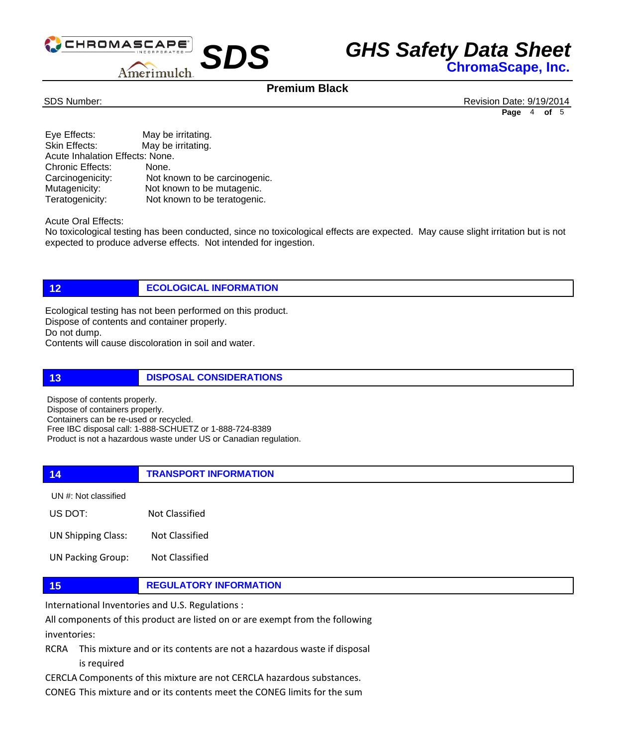Eye Effects: May be irritating.
Skin Effects: May be irritating.
Acute Inhalation Effects: None.
Chronic Effects: None.
Carcinogenicity: Not known to be carcinogenic.
Mutagenicity: Not known to be mutagenic.
Teratogenicity: Not known to be teratogenic.

Acute Oral Effects:
No toxicological testing has been conducted, since no toxicological effects are expected. May cause slight irritation but is not expected to produce adverse effects. Not intended for ingestion.

## 12 ECOLOGICAL INFORMATION

Ecological testing has not been performed on this product.
Dispose of contents and container properly.
Do not dump.
Contents will cause discoloration in soil and water.

## 13 DISPOSAL CONSIDERATIONS

Dispose of contents properly.
Dispose of containers properly.
Containers can be re-used or recycled.
Free IBC disposal call: 1-888-SCHUETZ or 1-888-724-8389
Product is not a hazardous waste under US or Canadian regulation.

## 14 TRANSPORT INFORMATION

UN #: Not classified

US DOT: Not Classified

UN Shipping Class: Not Classified

UN Packing Group: Not Classified

## 15 REGULATORY INFORMATION

International Inventories and U.S. Regulations :

All components of this product are listed on or are exempt from the following inventories:

RCRA This mixture and or its contents are not a hazardous waste if disposal is required

CERCLA Components of this mixture are not CERCLA hazardous substances.

CONEG This mixture and or its contents meet the CONEG limits for the sum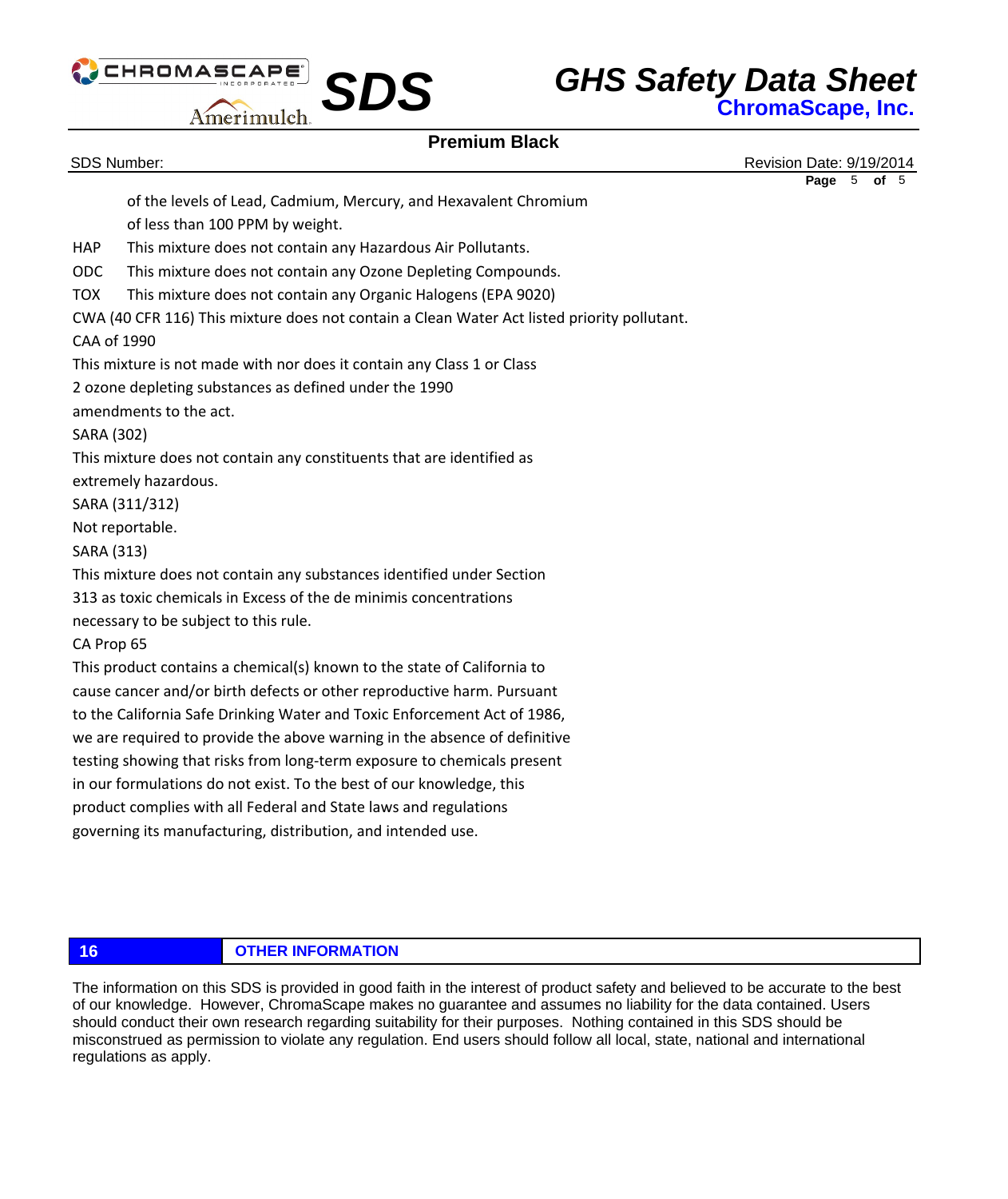of the levels of Lead, Cadmium, Mercury, and Hexavalent Chromium of less than 100 PPM by weight.

HAP This mixture does not contain any Hazardous Air Pollutants.

ODC This mixture does not contain any Ozone Depleting Compounds.

TOX This mixture does not contain any Organic Halogens (EPA 9020)

CWA (40 CFR 116) This mixture does not contain a Clean Water Act listed priority pollutant.

CAA of 1990

This mixture is not made with nor does it contain any Class 1 or Class 2 ozone depleting substances as defined under the 1990 amendments to the act.

SARA (302)

This mixture does not contain any constituents that are identified as extremely hazardous.

SARA (311/312)

Not reportable.

SARA (313)

This mixture does not contain any substances identified under Section 313 as toxic chemicals in Excess of the de minimis concentrations necessary to be subject to this rule.

CA Prop 65

This product contains a chemical(s) known to the state of California to cause cancer and/or birth defects or other reproductive harm. Pursuant to the California Safe Drinking Water and Toxic Enforcement Act of 1986, we are required to provide the above warning in the absence of definitive testing showing that risks from long-term exposure to chemicals present in our formulations do not exist. To the best of our knowledge, this product complies with all Federal and State laws and regulations governing its manufacturing, distribution, and intended use.

## 16 OTHER INFORMATION

The information on this SDS is provided in good faith in the interest of product safety and believed to be accurate to the best of our knowledge. However, ChromaScape makes no guarantee and assumes no liability for the data contained. Users should conduct their own research regarding suitability for their purposes. Nothing contained in this SDS should be misconstrued as permission to violate any regulation. End users should follow all local, state, national and international regulations as apply.